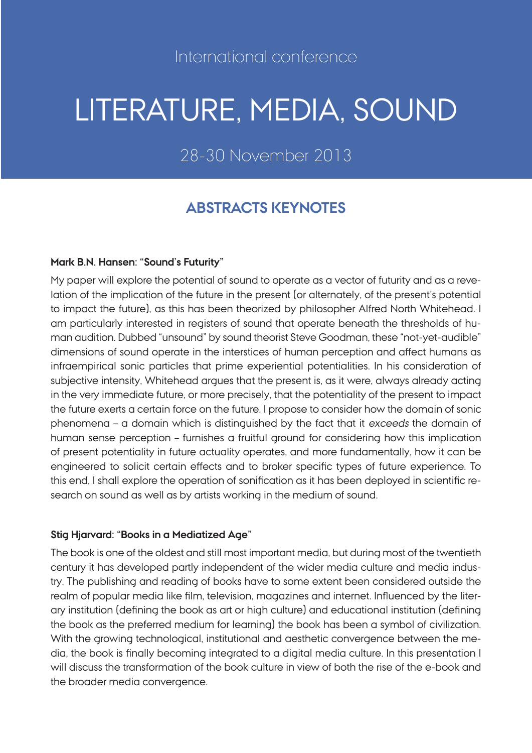International conference

# LITERATURE, MEDIA, SOUND

28-30 November 2013

## ABSTRACTS KEYNOTES

**Mark B.N. Hansen: "Sound's Futurity"**

My paper will explore the potential of sound to operate as a vector of futurity and as a revelation of the implication of the future in the present (or alternately, of the present's potential to impact the future), as this has been theorized by philosopher Alfred North Whitehead. I am particularly interested in registers of sound that operate beneath the thresholds of human audition. Dubbed "unsound" by sound theorist Steve Goodman, these "not-yet-audible" dimensions of sound operate in the interstices of human perception and affect humans as infraempirical sonic particles that prime experiential potentialities. In his consideration of subjective intensity, Whitehead argues that the present is, as it were, always already acting in the very immediate future, or more precisely, that the potentiality of the present to impact the future exerts a certain force on the future. I propose to consider how the domain of sonic phenomena – a domain which is distinguished by the fact that it *exceeds* the domain of human sense perception – furnishes a fruitful ground for considering how this implication of present potentiality in future actuality operates, and more fundamentally, how it can be engineered to solicit certain effects and to broker specific types of future experience. To this end, I shall explore the operation of sonification as it has been deployed in scientific research on sound as well as by artists working in the medium of sound.

**Stig Hjarvard: "Books in a Mediatized Age"**

The book is one of the oldest and still most important media, but during most of the twentieth century it has developed partly independent of the wider media culture and media industry. The publishing and reading of books have to some extent been considered outside the realm of popular media like film, television, magazines and internet. Influenced by the literary institution (defining the book as art or high culture) and educational institution (defining the book as the preferred medium for learning) the book has been a symbol of civilization. With the growing technological, institutional and aesthetic convergence between the media, the book is finally becoming integrated to a digital media culture. In this presentation I will discuss the transformation of the book culture in view of both the rise of the e-book and the broader media convergence.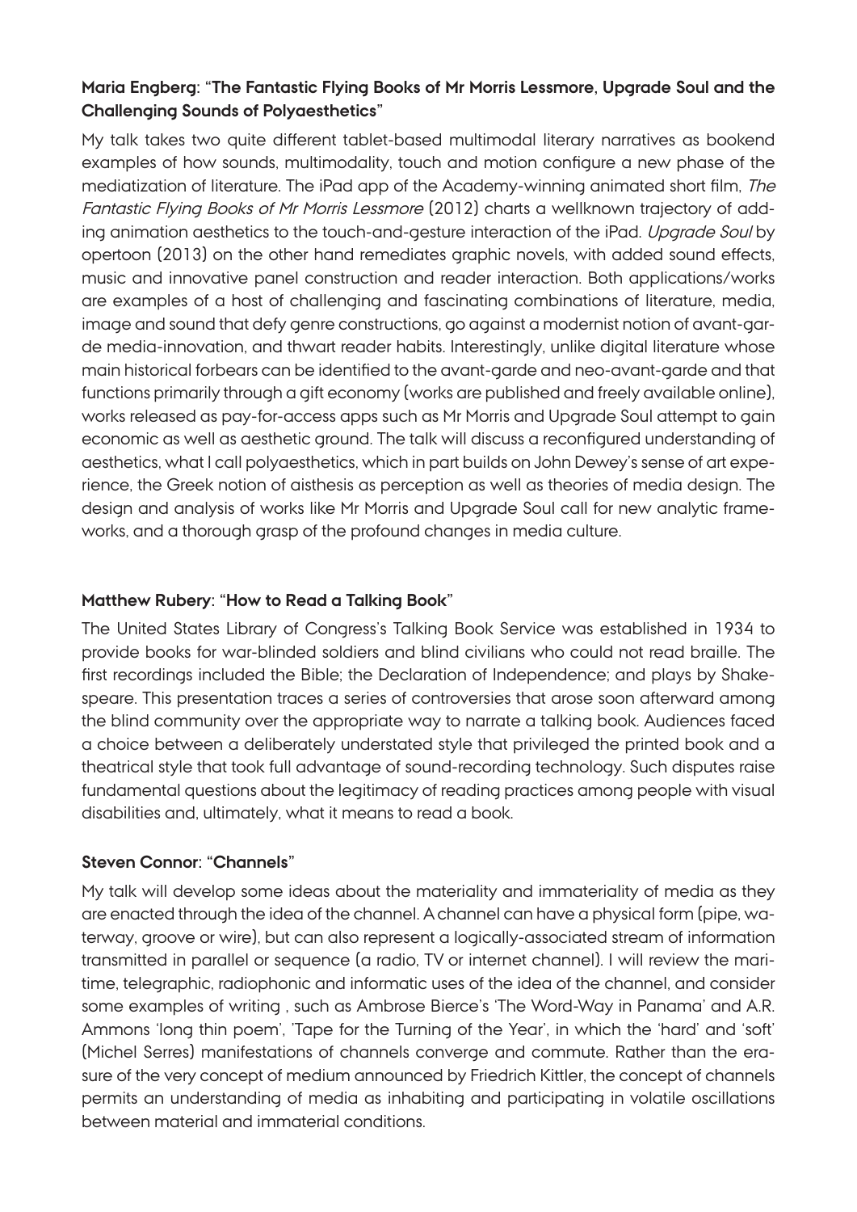### **Maria Engberg**: "**The Fantastic Flying Books of Mr Morris Lessmore, Upgrade Soul and the Challenging Sounds of Polyaesthetics**"

My talk takes two quite different tablet-based multimodal literary narratives as bookend examples of how sounds, multimodality, touch and motion configure a new phase of the mediatization of literature. The iPad app of the Academy-winning animated short film, *The Fantastic Flying Books of Mr Morris Lessmore* (2012) charts a wellknown trajectory of adding animation aesthetics to the touch-and-gesture interaction of the iPad. *Upgrade Soul* by opertoon (2013) on the other hand remediates graphic novels, with added sound effects, music and innovative panel construction and reader interaction. Both applications/works are examples of a host of challenging and fascinating combinations of literature, media, image and sound that defy genre constructions, go against a modernist notion of avant-garde media-innovation, and thwart reader habits. Interestingly, unlike digital literature whose main historical forbears can be identified to the avant-garde and neo-avant-garde and that functions primarily through a gift economy (works are published and freely available online), works released as pay-for-access apps such as Mr Morris and Upgrade Soul attempt to gain economic as well as aesthetic ground. The talk will discuss a reconfigured understanding of aesthetics, what I call polyaesthetics, which in part builds on John Dewey's sense of art experience, the Greek notion of aisthesis as perception as well as theories of media design. The design and analysis of works like Mr Morris and Upgrade Soul call for new analytic frameworks, and a thorough grasp of the profound changes in media culture.

### **Matthew Rubery**: "**How to Read a Talking Book**"

The United States Library of Congress's Talking Book Service was established in 1934 to provide books for war-blinded soldiers and blind civilians who could not read braille. The first recordings included the Bible; the Declaration of Independence; and plays by Shakespeare. This presentation traces a series of controversies that arose soon afterward among the blind community over the appropriate way to narrate a talking book. Audiences faced a choice between a deliberately understated style that privileged the printed book and a theatrical style that took full advantage of sound-recording technology. Such disputes raise fundamental questions about the legitimacy of reading practices among people with visual disabilities and, ultimately, what it means to read a book.

### **Steven Connor**: "**Channels**"

My talk will develop some ideas about the materiality and immateriality of media as they are enacted through the idea of the channel. A channel can have a physical form (pipe, waterway, groove or wire), but can also represent a logically-associated stream of information transmitted in parallel or sequence (a radio, TV or internet channel). I will review the maritime, telegraphic, radiophonic and informatic uses of the idea of the channel, and consider some examples of writing , such as Ambrose Bierce's 'The Word-Way in Panama' and A.R. Ammons 'long thin poem', 'Tape for the Turning of the Year', in which the 'hard' and 'soft' (Michel Serres) manifestations of channels converge and commute. Rather than the erasure of the very concept of medium announced by Friedrich Kittler, the concept of channels permits an understanding of media as inhabiting and participating in volatile oscillations between material and immaterial conditions.